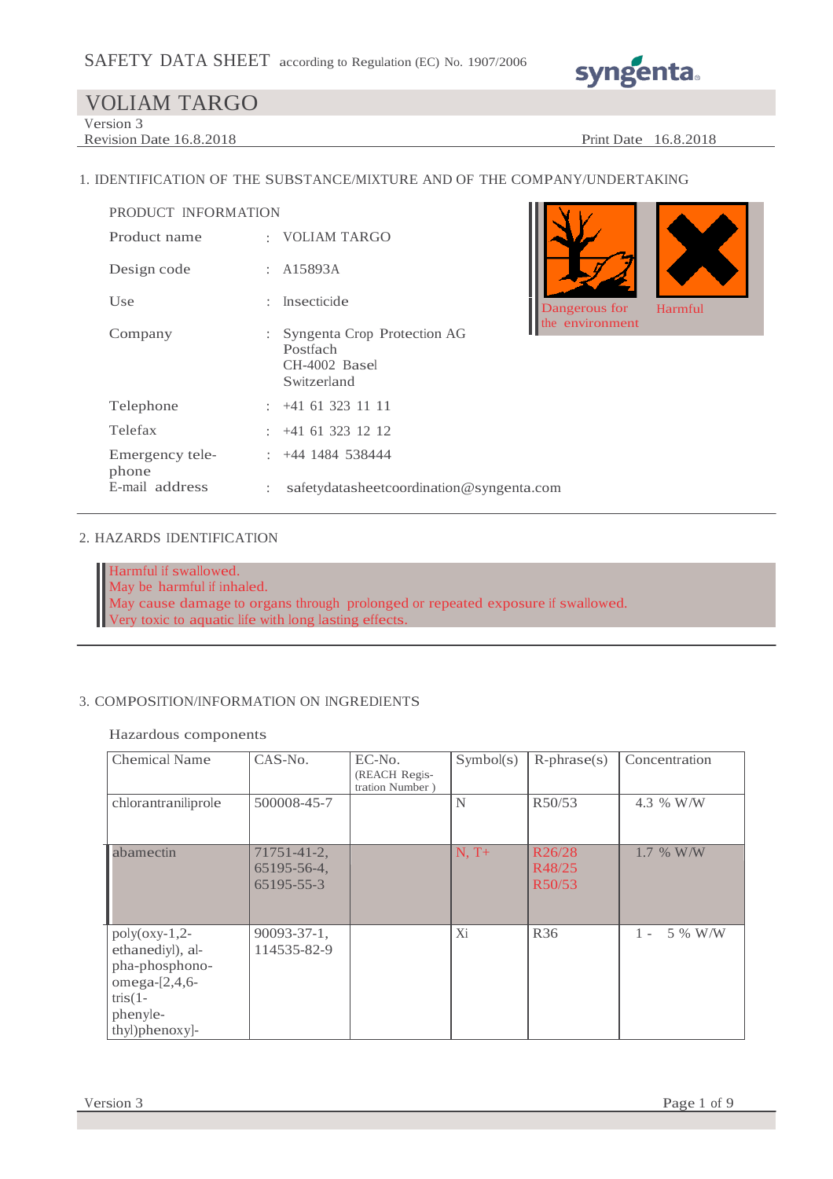# SAFETY DATA SHEET according to Regulation (EC) No. 1907/2006

## VOLIAM TARGO

Version 3
Revision Date 16.8.2018

Print Date 16.8.2018

## 1. IDENTIFICATION OF THE SUBSTANCE/MIXTURE AND OF THE COMPANY/UNDERTAKING

PRODUCT INFORMATION

| | | |
|---|---|---|
| Product name | : | VOLIAM TARGO |
| Design code | : | A15893A |
| Use | : | Insecticide |
| Company | : | Syngenta Crop Protection AG<br>Postfach<br>CH-4002 Basel<br>Switzerland |
| Telephone | : | +41 61 323 11 11 |
| Telefax | : | +41 61 323 12 12 |
| Emergency telephone | : | +44 1484 538444 |
| E-mail address | : | safetydatasheetcoordination@syngenta.com |

Dangerous for the environment

Harmful

## 2. HAZARDS IDENTIFICATION

Harmful if swallowed.
May be harmful if inhaled.
May cause damage to organs through prolonged or repeated exposure if swallowed.
Very toxic to aquatic life with long lasting effects.

## 3. COMPOSITION/INFORMATION ON INGREDIENTS

Hazardous components

| Chemical Name | CAS-No. | EC-No. (REACH Registration Number ) | Symbol(s) | R-phrase(s) | Concentration |
|---|---|---|---|---|---|
| chlorantraniliprole | 500008-45-7 | | N | R50/53 | 4.3 % W/W |
| abamectin | 71751-41-2, 65195-56-4, 65195-55-3 | | N, T+ | R26/28<br>R48/25<br>R50/53 | 1.7 % W/W |
| poly(oxy-1,2-ethanediyl), alpha-phosphono-omega-[2,4,6-tris(1-phenylethyl)phenoxy]- | 90093-37-1, 114535-82-9 | | Xi | R36 | 1 - 5 % W/W |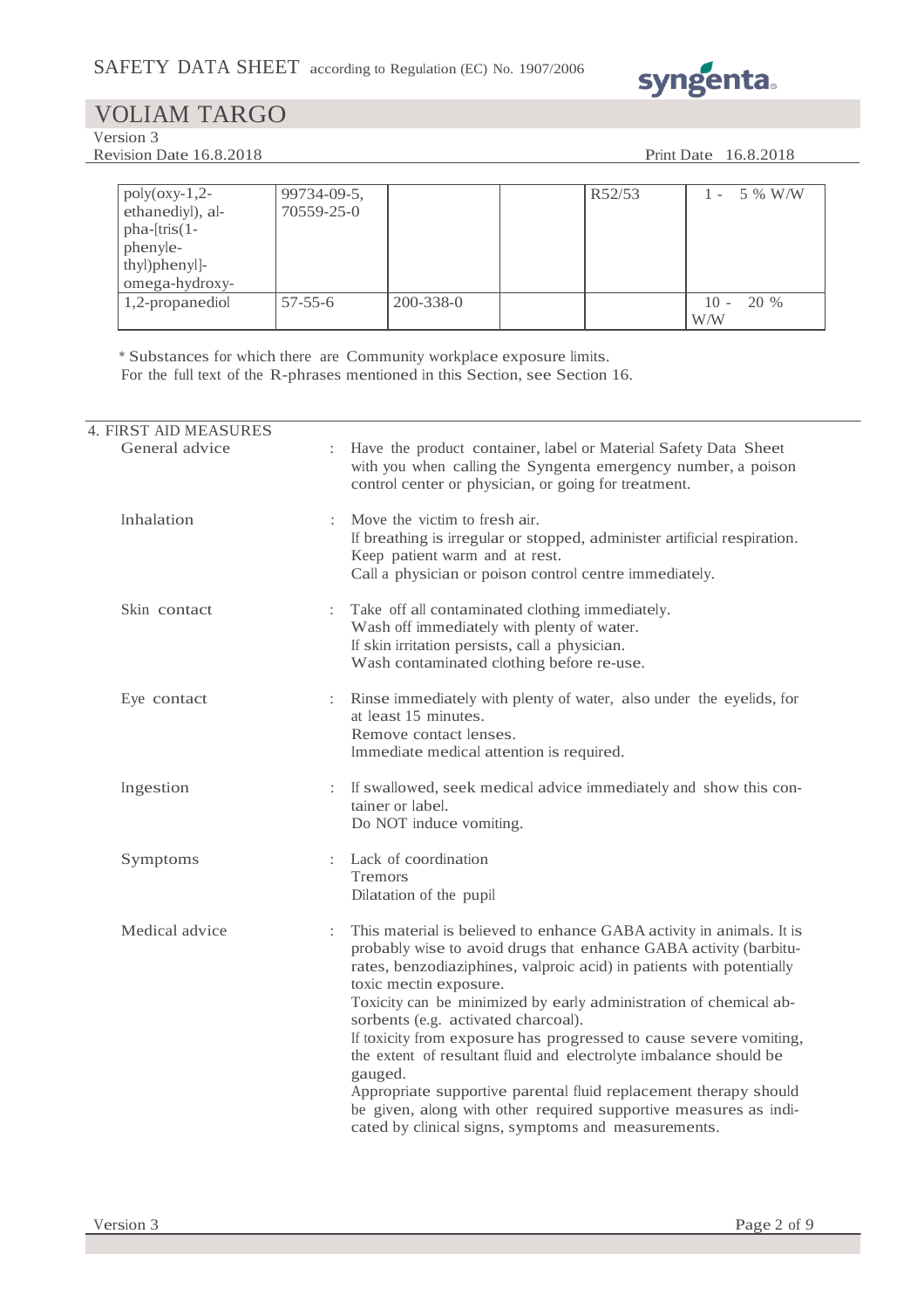| | | | | | |
|---|---|---|---|---|---|
| poly(oxy-1,2-ethanediyl), alpha-[tris(1-phenylethyl)phenyl]-omega-hydroxy- | 99734-09-5, 70559-25-0 | | | R52/53 | 1 - 5 % W/W |
| 1,2-propanediol | 57-55-6 | 200-338-0 | | | 10 - 20 % W/W |

* Substances for which there are Community workplace exposure limits.
For the full text of the R-phrases mentioned in this Section, see Section 16.

## 4. FIRST AID MEASURES

**General advice** : Have the product container, label or Material Safety Data Sheet with you when calling the Syngenta emergency number, a poison control center or physician, or going for treatment.

**Inhalation** : Move the victim to fresh air.
If breathing is irregular or stopped, administer artificial respiration.
Keep patient warm and at rest.
Call a physician or poison control centre immediately.

**Skin contact** : Take off all contaminated clothing immediately.
Wash off immediately with plenty of water.
If skin irritation persists, call a physician.
Wash contaminated clothing before re-use.

**Eye contact** : Rinse immediately with plenty of water, also under the eyelids, for at least 15 minutes.
Remove contact lenses.
Immediate medical attention is required.

**Ingestion** : If swallowed, seek medical advice immediately and show this container or label.
Do NOT induce vomiting.

**Symptoms** : Lack of coordination
Tremors
Dilatation of the pupil

**Medical advice** : This material is believed to enhance GABA activity in animals. It is probably wise to avoid drugs that enhance GABA activity (barbiturates, benzodiaziphines, valproic acid) in patients with potentially toxic mectin exposure.
Toxicity can be minimized by early administration of chemical absorbents (e.g. activated charcoal).
If toxicity from exposure has progressed to cause severe vomiting, the extent of resultant fluid and electrolyte imbalance should be gauged.
Appropriate supportive parental fluid replacement therapy should be given, along with other required supportive measures as indicated by clinical signs, symptoms and measurements.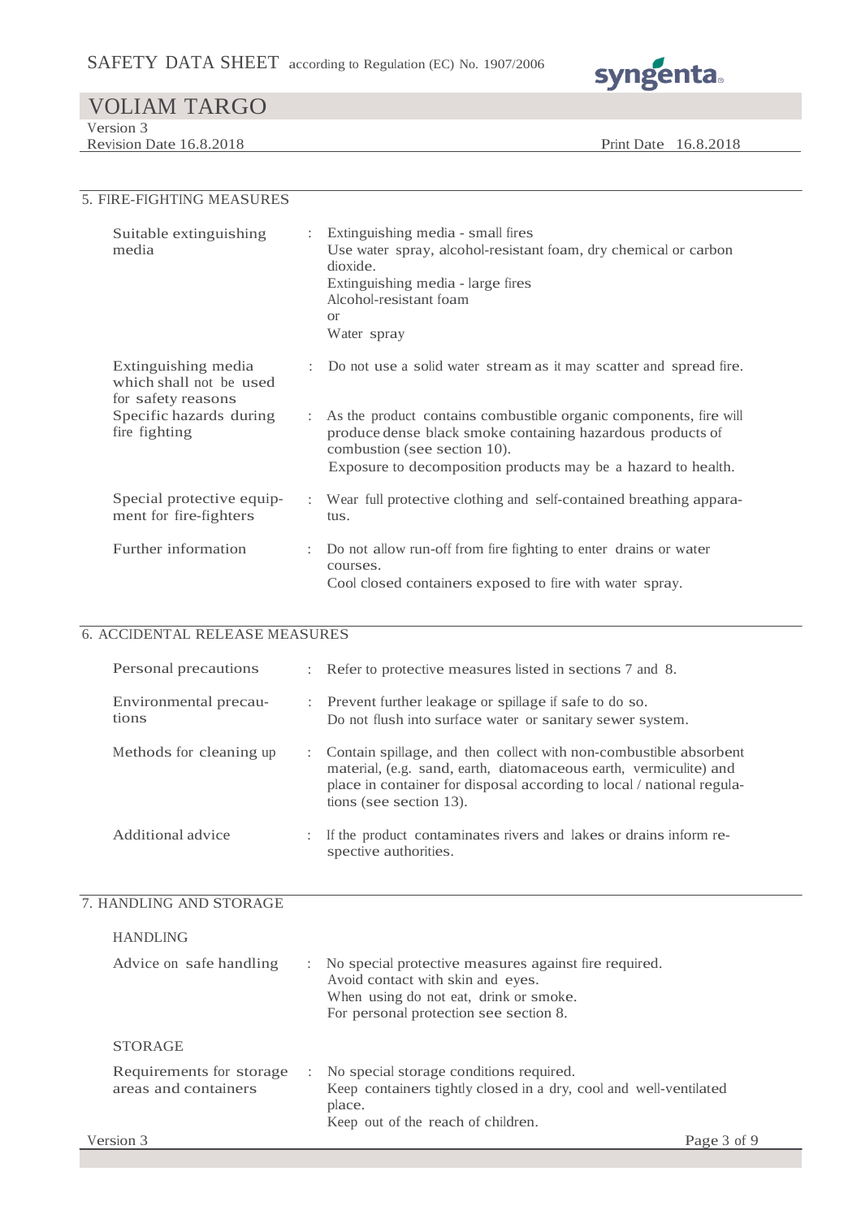## 5. FIRE-FIGHTING MEASURES

| | |
|---|---|
| Suitable extinguishing media | Extinguishing media - small fires<br>Use water spray, alcohol-resistant foam, dry chemical or carbon dioxide.<br>Extinguishing media - large fires<br>Alcohol-resistant foam<br>or<br>Water spray |
| Extinguishing media which shall not be used for safety reasons | Do not use a solid water stream as it may scatter and spread fire. |
| Specific hazards during fire fighting | As the product contains combustible organic components, fire will produce dense black smoke containing hazardous products of combustion (see section 10).<br>Exposure to decomposition products may be a hazard to health. |
| Special protective equipment for fire-fighters | Wear full protective clothing and self-contained breathing apparatus. |
| Further information | Do not allow run-off from fire fighting to enter drains or water courses.<br>Cool closed containers exposed to fire with water spray. |

## 6. ACCIDENTAL RELEASE MEASURES

| | |
|---|---|
| Personal precautions | Refer to protective measures listed in sections 7 and 8. |
| Environmental precautions | Prevent further leakage or spillage if safe to do so.<br>Do not flush into surface water or sanitary sewer system. |
| Methods for cleaning up | Contain spillage, and then collect with non-combustible absorbent material, (e.g. sand, earth, diatomaceous earth, vermiculite) and place in container for disposal according to local / national regulations (see section 13). |
| Additional advice | If the product contaminates rivers and lakes or drains inform respective authorities. |

## 7. HANDLING AND STORAGE

### HANDLING

| | |
|---|---|
| Advice on safe handling | No special protective measures against fire required.<br>Avoid contact with skin and eyes.<br>When using do not eat, drink or smoke.<br>For personal protection see section 8. |

### STORAGE

| | |
|---|---|
| Requirements for storage areas and containers | No special storage conditions required.<br>Keep containers tightly closed in a dry, cool and well-ventilated place.<br>Keep out of the reach of children. |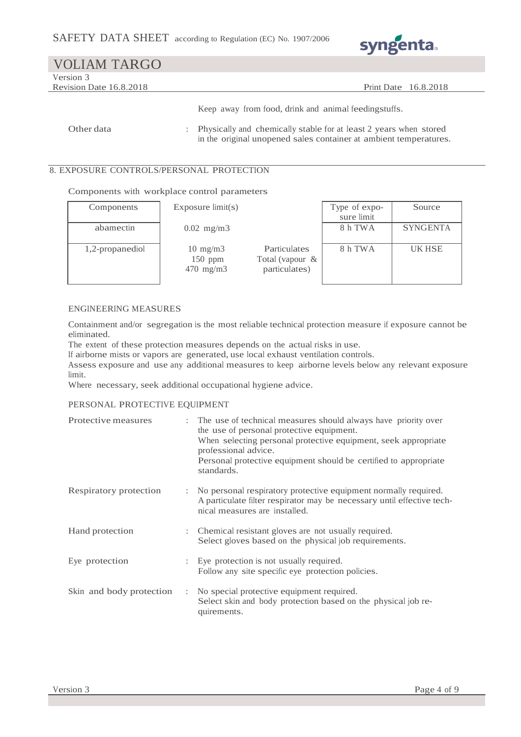Keep away from food, drink and animal feedingstuffs.

Other data : Physically and chemically stable for at least 2 years when stored in the original unopened sales container at ambient temperatures.

## 8. EXPOSURE CONTROLS/PERSONAL PROTECTION

Components with workplace control parameters

| Components | Exposure limit(s) | | Type of exposure limit | Source |
|---|---|---|---|---|
| abamectin | 0.02 mg/m3 | | 8 h TWA | SYNGENTA |
| 1,2-propanediol | 10 mg/m3<br>150 ppm<br>470 mg/m3 | Particulates<br>Total (vapour & particulates) | 8 h TWA | UK HSE |

### ENGINEERING MEASURES

Containment and/or segregation is the most reliable technical protection measure if exposure cannot be eliminated.
The extent of these protection measures depends on the actual risks in use.
If airborne mists or vapors are generated, use local exhaust ventilation controls.
Assess exposure and use any additional measures to keep airborne levels below any relevant exposure limit.
Where necessary, seek additional occupational hygiene advice.

### PERSONAL PROTECTIVE EQUIPMENT

Protective measures : The use of technical measures should always have priority over the use of personal protective equipment.
When selecting personal protective equipment, seek appropriate professional advice.
Personal protective equipment should be certified to appropriate standards.

Respiratory protection : No personal respiratory protective equipment normally required.
A particulate filter respirator may be necessary until effective technical measures are installed.

Hand protection : Chemical resistant gloves are not usually required.
Select gloves based on the physical job requirements.

Eye protection : Eye protection is not usually required.
Follow any site specific eye protection policies.

Skin and body protection : No special protective equipment required.
Select skin and body protection based on the physical job requirements.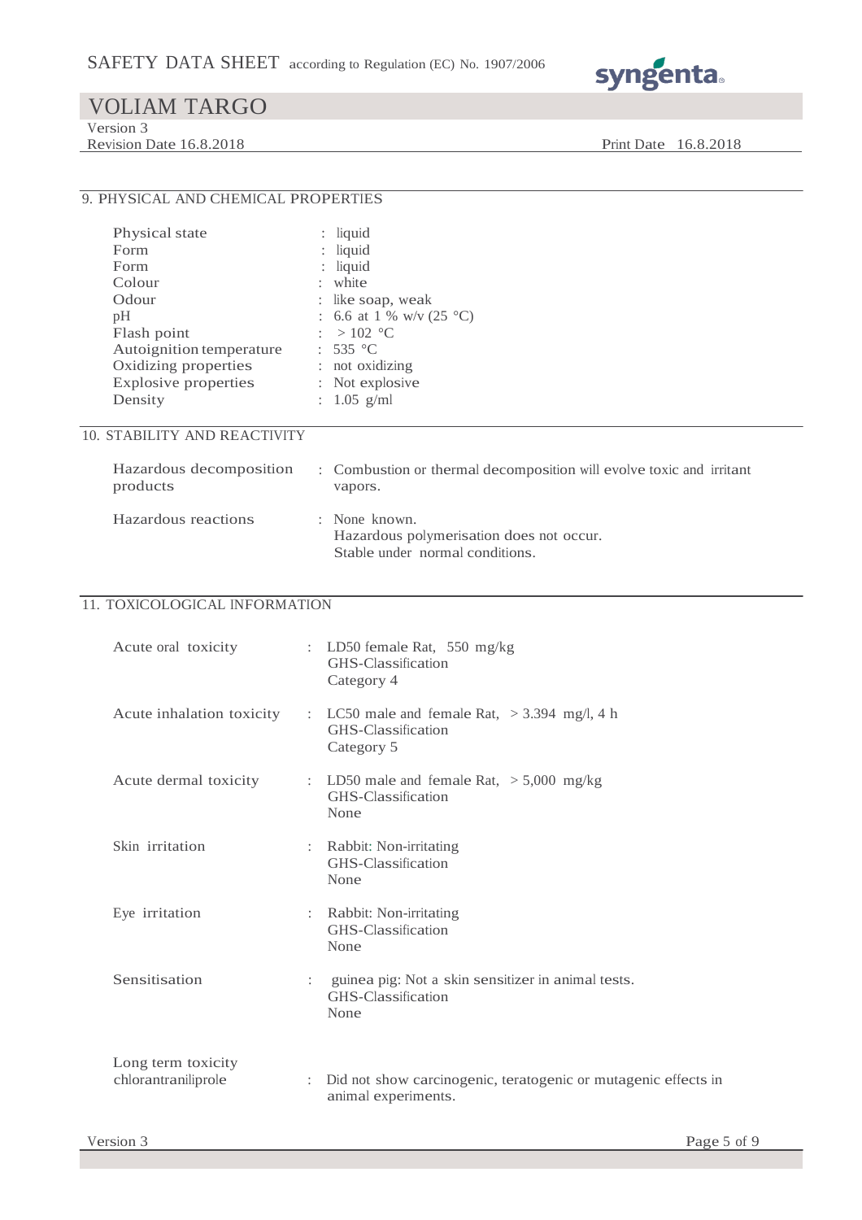## 9. PHYSICAL AND CHEMICAL PROPERTIES

| | |
|---|---|
| Physical state | : liquid |
| Form | : liquid |
| Form | : liquid |
| Colour | : white |
| Odour | : like soap, weak |
| pH | : 6.6 at 1 % w/v (25 °C) |
| Flash point | : > 102 °C |
| Autoignition temperature | : 535 °C |
| Oxidizing properties | : not oxidizing |
| Explosive properties | : Not explosive |
| Density | : 1.05 g/ml |

## 10. STABILITY AND REACTIVITY

| | |
|---|---|
| Hazardous decomposition products | : Combustion or thermal decomposition will evolve toxic and irritant vapors. |
| Hazardous reactions | : None known.<br>Hazardous polymerisation does not occur.<br>Stable under normal conditions. |

## 11. TOXICOLOGICAL INFORMATION

| | |
|---|---|
| Acute oral toxicity | : LD50 female Rat, 550 mg/kg<br>GHS-Classification<br>Category 4 |
| Acute inhalation toxicity | : LC50 male and female Rat, > 3.394 mg/l, 4 h<br>GHS-Classification<br>Category 5 |
| Acute dermal toxicity | : LD50 male and female Rat, > 5,000 mg/kg<br>GHS-Classification<br>None |
| Skin irritation | : Rabbit: Non-irritating<br>GHS-Classification<br>None |
| Eye irritation | : Rabbit: Non-irritating<br>GHS-Classification<br>None |
| Sensitisation | : guinea pig: Not a skin sensitizer in animal tests.<br>GHS-Classification<br>None |
| Long term toxicity<br>chlorantraniliprole | : Did not show carcinogenic, teratogenic or mutagenic effects in animal experiments. |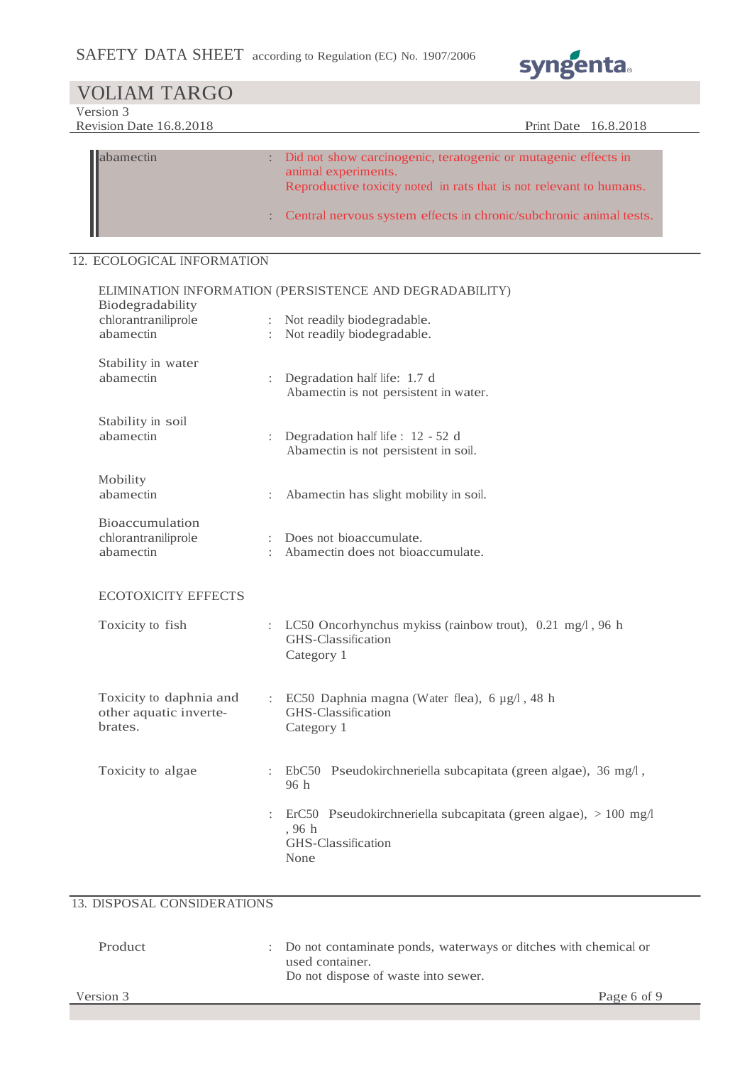| | | |
|---|---|---|
| abamectin | : | Did not show carcinogenic, teratogenic or mutagenic effects in animal experiments. Reproductive toxicity noted in rats that is not relevant to humans. |
| | : | Central nervous system effects in chronic/subchronic animal tests. |

## 12. ECOLOGICAL INFORMATION

ELIMINATION INFORMATION (PERSISTENCE AND DEGRADABILITY)

**Biodegradability**

| | | |
|---|---|---|
| chlorantraniliprole | : | Not readily biodegradable. |
| abamectin | : | Not readily biodegradable. |

**Stability in water**

| | | |
|---|---|---|
| abamectin | : | Degradation half life: 1.7 d<br>Abamectin is not persistent in water. |

**Stability in soil**

| | | |
|---|---|---|
| abamectin | : | Degradation half life : 12 - 52 d<br>Abamectin is not persistent in soil. |

**Mobility**

| | | |
|---|---|---|
| abamectin | : | Abamectin has slight mobility in soil. |

**Bioaccumulation**

| | | |
|---|---|---|
| chlorantraniliprole | : | Does not bioaccumulate. |
| abamectin | : | Abamectin does not bioaccumulate. |

ECOTOXICITY EFFECTS

| | | |
|---|---|---|
| Toxicity to fish | : | LC50 Oncorhynchus mykiss (rainbow trout), 0.21 mg/l , 96 h<br>GHS-Classification<br>Category 1 |
| Toxicity to daphnia and other aquatic invertebrates. | : | EC50 Daphnia magna (Water flea), 6 µg/l , 48 h<br>GHS-Classification<br>Category 1 |
| Toxicity to algae | : | EbC50 Pseudokirchneriella subcapitata (green algae), 36 mg/l , 96 h |
| | : | ErC50 Pseudokirchneriella subcapitata (green algae), > 100 mg/l , 96 h<br>GHS-Classification<br>None |

## 13. DISPOSAL CONSIDERATIONS

| | | |
|---|---|---|
| Product | : | Do not contaminate ponds, waterways or ditches with chemical or used container.<br>Do not dispose of waste into sewer. |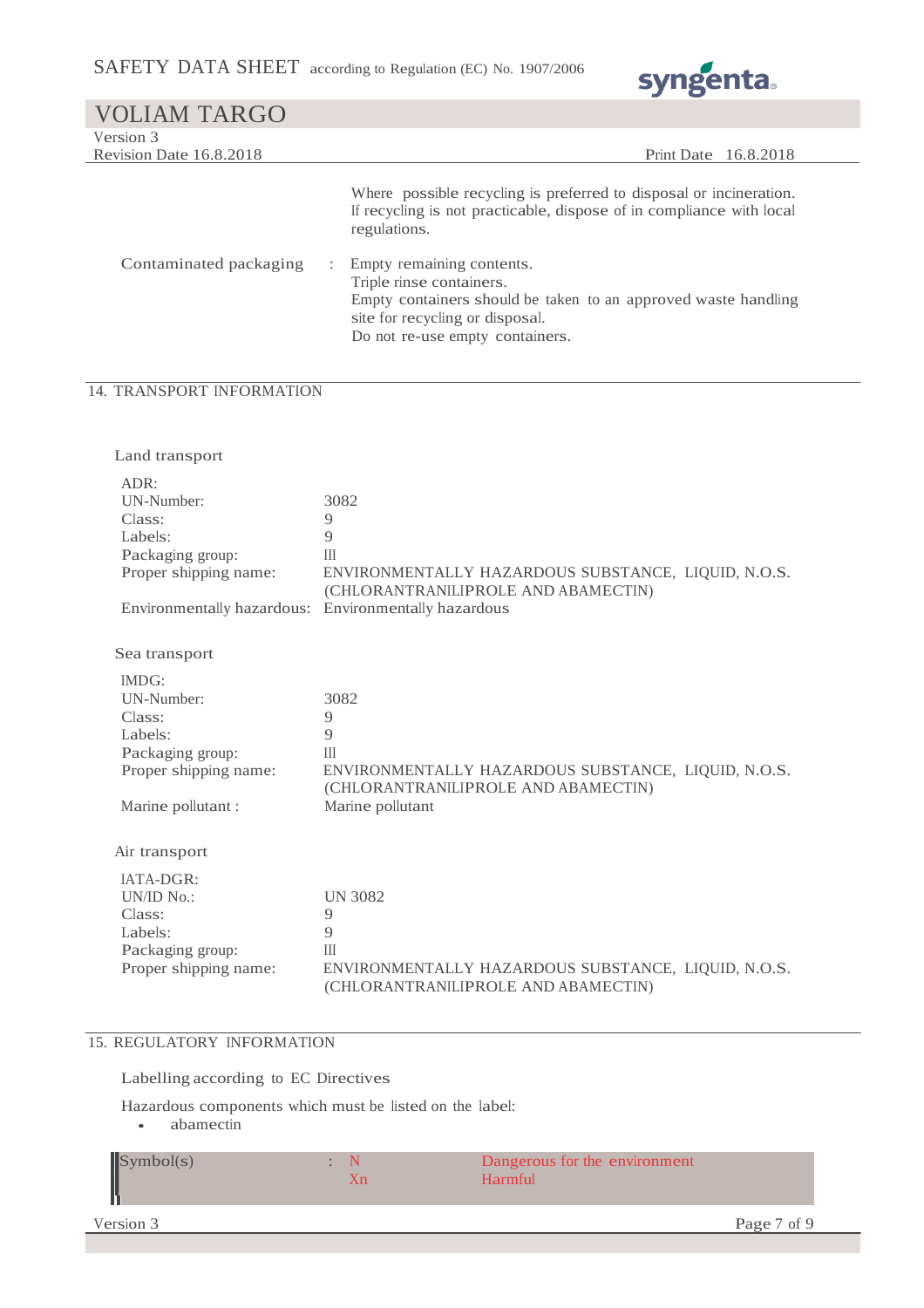| | | |
|---|---|---|
| | | Where possible recycling is preferred to disposal or incineration. If recycling is not practicable, dispose of in compliance with local regulations. |
| Contaminated packaging | : | Empty remaining contents.<br>Triple rinse containers.<br>Empty containers should be taken to an approved waste handling site for recycling or disposal.<br>Do not re-use empty containers. |

## 14. TRANSPORT INFORMATION

### Land transport

**ADR:**

| | |
|---|---|
| UN-Number: | 3082 |
| Class: | 9 |
| Labels: | 9 |
| Packaging group: | III |
| Proper shipping name: | ENVIRONMENTALLY HAZARDOUS SUBSTANCE, LIQUID, N.O.S. (CHLORANTRANILIPROLE AND ABAMECTIN) |
| Environmentally hazardous: | Environmentally hazardous |

### Sea transport

**IMDG:**

| | |
|---|---|
| UN-Number: | 3082 |
| Class: | 9 |
| Labels: | 9 |
| Packaging group: | III |
| Proper shipping name: | ENVIRONMENTALLY HAZARDOUS SUBSTANCE, LIQUID, N.O.S. (CHLORANTRANILIPROLE AND ABAMECTIN) |
| Marine pollutant : | Marine pollutant |

### Air transport

**IATA-DGR:**

| | |
|---|---|
| UN/ID No.: | UN 3082 |
| Class: | 9 |
| Labels: | 9 |
| Packaging group: | III |
| Proper shipping name: | ENVIRONMENTALLY HAZARDOUS SUBSTANCE, LIQUID, N.O.S. (CHLORANTRANILIPROLE AND ABAMECTIN) |

## 15. REGULATORY INFORMATION

Labelling according to EC Directives

Hazardous components which must be listed on the label:

- abamectin

| Symbol(s) | : | N<br>Xn | Dangerous for the environment<br>Harmful |
|---|---|---|---|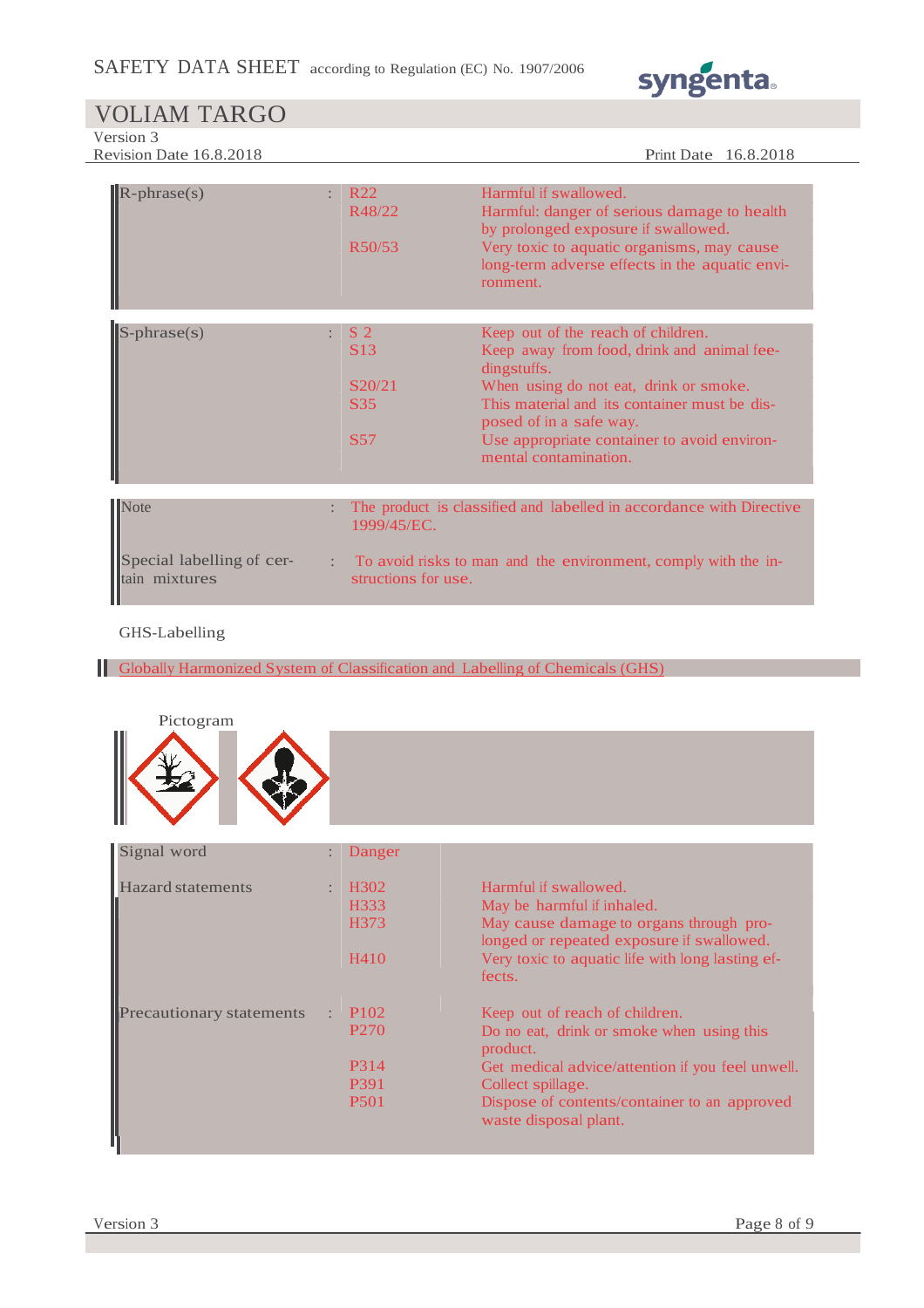| | | | |
|---|---|---|---|
| R-phrase(s) | : | R22 | Harmful if swallowed. |
| | | R48/22 | Harmful: danger of serious damage to health by prolonged exposure if swallowed. |
| | | R50/53 | Very toxic to aquatic organisms, may cause long-term adverse effects in the aquatic environment. |

| | | | |
|---|---|---|---|
| S-phrase(s) | : | S 2 | Keep out of the reach of children. |
| | | S13 | Keep away from food, drink and animal feedingstuffs. |
| | | S20/21 | When using do not eat, drink or smoke. |
| | | S35 | This material and its container must be disposed of in a safe way. |
| | | S57 | Use appropriate container to avoid environmental contamination. |

| | | |
|---|---|---|
| Note | : | The product is classified and labelled in accordance with Directive 1999/45/EC. |
| Special labelling of certain mixtures | : | To avoid risks to man and the environment, comply with the instructions for use. |

GHS-Labelling

Globally Harmonized System of Classification and Labelling of Chemicals (GHS)

Pictogram

| | | | |
|---|---|---|---|
| Signal word | : | Danger | |
| Hazard statements | : | H302 | Harmful if swallowed. |
| | | H333 | May be harmful if inhaled. |
| | | H373 | May cause damage to organs through prolonged or repeated exposure if swallowed. |
| | | H410 | Very toxic to aquatic life with long lasting effects. |
| Precautionary statements | : | P102 | Keep out of reach of children. |
| | | P270 | Do no eat, drink or smoke when using this product. |
| | | P314 | Get medical advice/attention if you feel unwell. |
| | | P391 | Collect spillage. |
| | | P501 | Dispose of contents/container to an approved waste disposal plant. |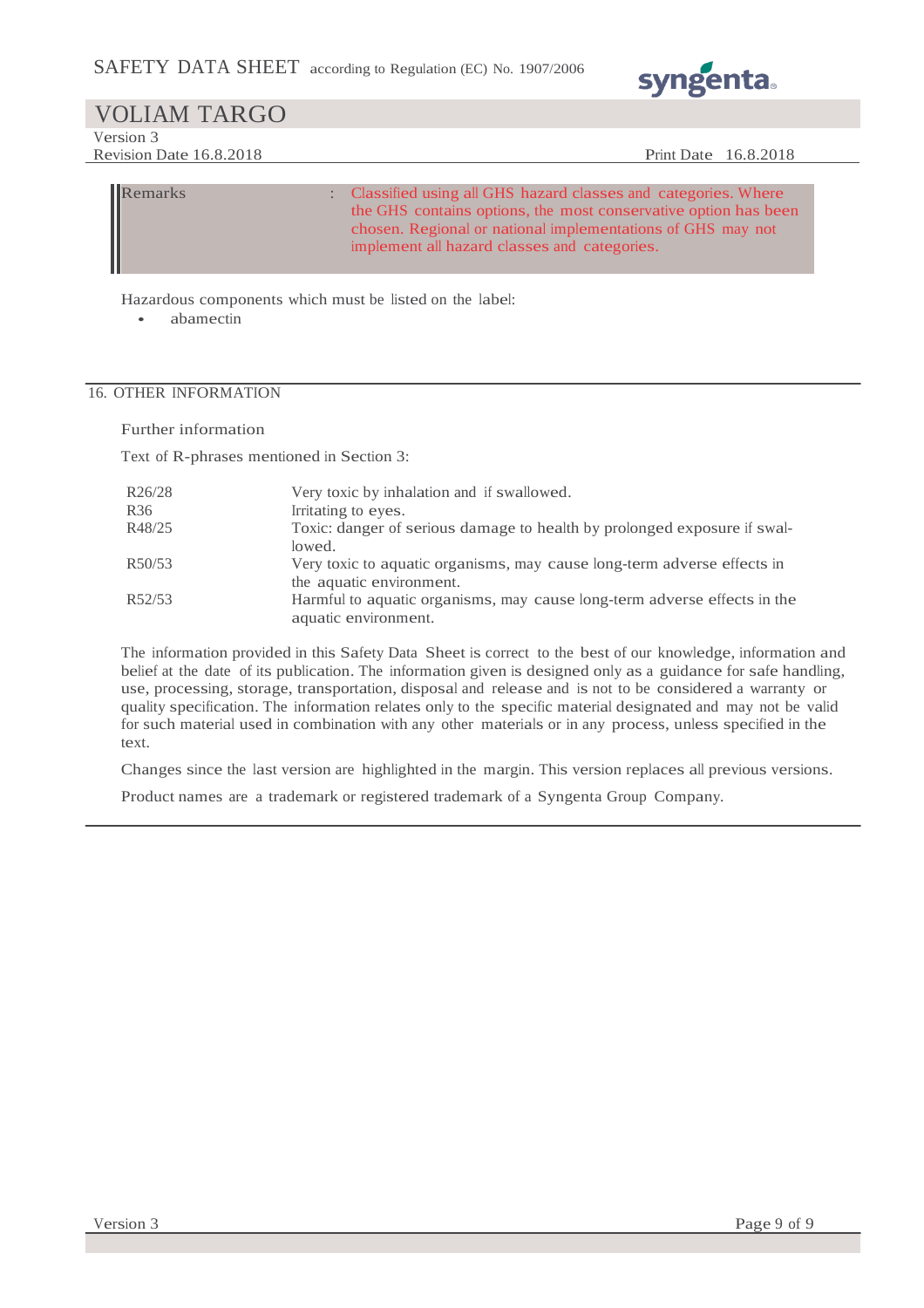| | | |
|---|---|---|
| Remarks | : | Classified using all GHS hazard classes and categories. Where the GHS contains options, the most conservative option has been chosen. Regional or national implementations of GHS may not implement all hazard classes and categories. |

Hazardous components which must be listed on the label:

- abamectin

## 16. OTHER INFORMATION

Further information

Text of R-phrases mentioned in Section 3:

| | |
|---|---|
| R26/28 | Very toxic by inhalation and if swallowed. |
| R36 | Irritating to eyes. |
| R48/25 | Toxic: danger of serious damage to health by prolonged exposure if swallowed. |
| R50/53 | Very toxic to aquatic organisms, may cause long-term adverse effects in the aquatic environment. |
| R52/53 | Harmful to aquatic organisms, may cause long-term adverse effects in the aquatic environment. |

The information provided in this Safety Data Sheet is correct to the best of our knowledge, information and belief at the date of its publication. The information given is designed only as a guidance for safe handling, use, processing, storage, transportation, disposal and release and is not to be considered a warranty or quality specification. The information relates only to the specific material designated and may not be valid for such material used in combination with any other materials or in any process, unless specified in the text.

Changes since the last version are highlighted in the margin. This version replaces all previous versions.

Product names are a trademark or registered trademark of a Syngenta Group Company.